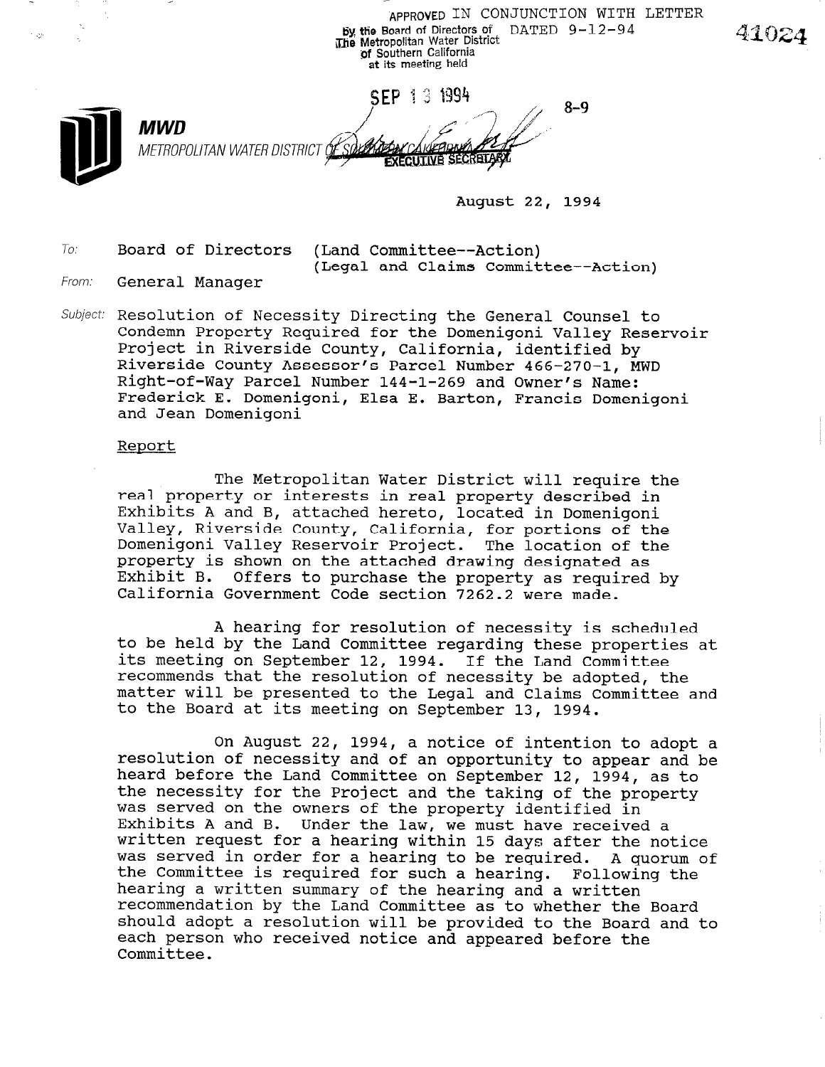APPROVED IN CONJUNCTION WITH LETTER DATED 9-12-94
by the Board of Directors of The Metropolitan Water District of Southern California at its meeting held

SEP 13 1994

EXECUTIVE SECRETARY

41024

8-9

**MWD**
*METROPOLITAN WATER DISTRICT OF SOUTHERN CALIFORNIA*

August 22, 1994

To: Board of Directors (Land Committee--Action)
(Legal and Claims Committee--Action)

From: General Manager

Subject: Resolution of Necessity Directing the General Counsel to Condemn Property Required for the Domenigoni Valley Reservoir Project in Riverside County, California, identified by Riverside County Assessor's Parcel Number 466-270-1, MWD Right-of-Way Parcel Number 144-1-269 and Owner's Name: Frederick E. Domenigoni, Elsa E. Barton, Francis Domenigoni and Jean Domenigoni

Report

The Metropolitan Water District will require the real property or interests in real property described in Exhibits A and B, attached hereto, located in Domenigoni Valley, Riverside County, California, for portions of the Domenigoni Valley Reservoir Project. The location of the property is shown on the attached drawing designated as Exhibit B. Offers to purchase the property as required by California Government Code section 7262.2 were made.

A hearing for resolution of necessity is scheduled to be held by the Land Committee regarding these properties at its meeting on September 12, 1994. If the Land Committee recommends that the resolution of necessity be adopted, the matter will be presented to the Legal and Claims Committee and to the Board at its meeting on September 13, 1994.

On August 22, 1994, a notice of intention to adopt a resolution of necessity and of an opportunity to appear and be heard before the Land Committee on September 12, 1994, as to the necessity for the Project and the taking of the property was served on the owners of the property identified in Exhibits A and B. Under the law, we must have received a written request for a hearing within 15 days after the notice was served in order for a hearing to be required. A quorum of the Committee is required for such a hearing. Following the hearing a written summary of the hearing and a written recommendation by the Land Committee as to whether the Board should adopt a resolution will be provided to the Board and to each person who received notice and appeared before the Committee.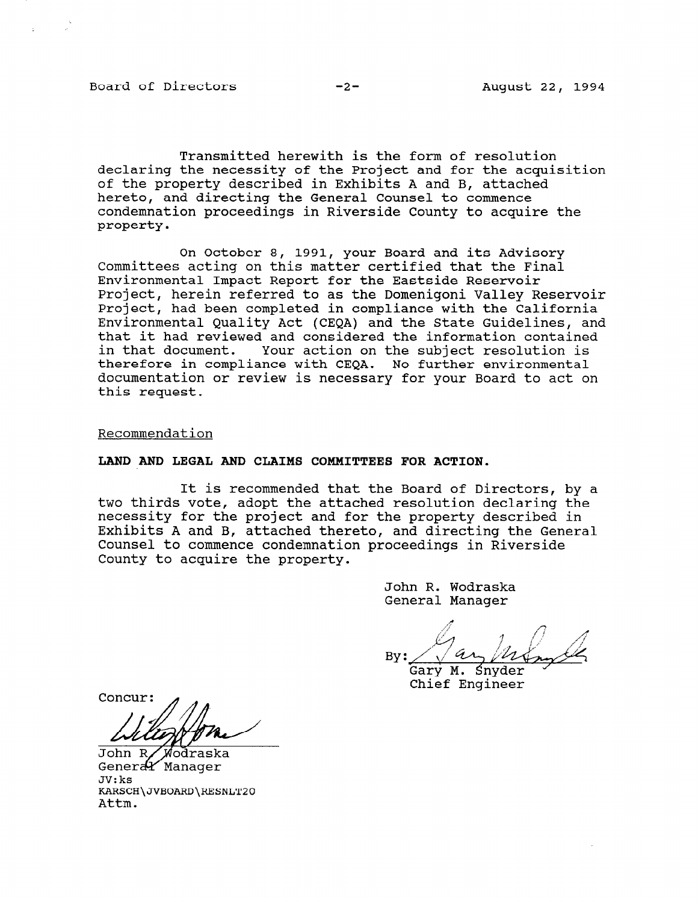Transmitted herewith is the form of resolution declaring the necessity of the Project and for the acquisition of the property described in Exhibits A and B, attached hereto, and directing the General Counsel to commence condemnation proceedings in Riverside County to acquire the property.

On October 8, 1991, your Board and its Advisory Committees acting on this matter certified that the Final Environmental Impact Report for the Eastside Reservoir Project, herein referred to as the Domenigoni Valley Reservoir Project, had been completed in compliance with the California Environmental Quality Act (CEQA) and the State Guidelines, and that it had reviewed and considered the information contained in that document. Your action on the subject resolution is therefore in compliance with CEQA. No further environmental documentation or review is necessary for your Board to act on this request.

Recommendation

**LAND AND LEGAL AND CLAIMS COMMITTEES FOR ACTION.**

It is recommended that the Board of Directors, by a two thirds vote, adopt the attached resolution declaring the necessity for the project and for the property described in Exhibits A and B, attached thereto, and directing the General Counsel to commence condemnation proceedings in Riverside County to acquire the property.

John R. Wodraska
General Manager

By: Gary M. Snyder
Chief Engineer

Concur:

John R. Wodraska
General Manager

JV:ks
KARSCH\JVBOARD\RESNLT20
Attm.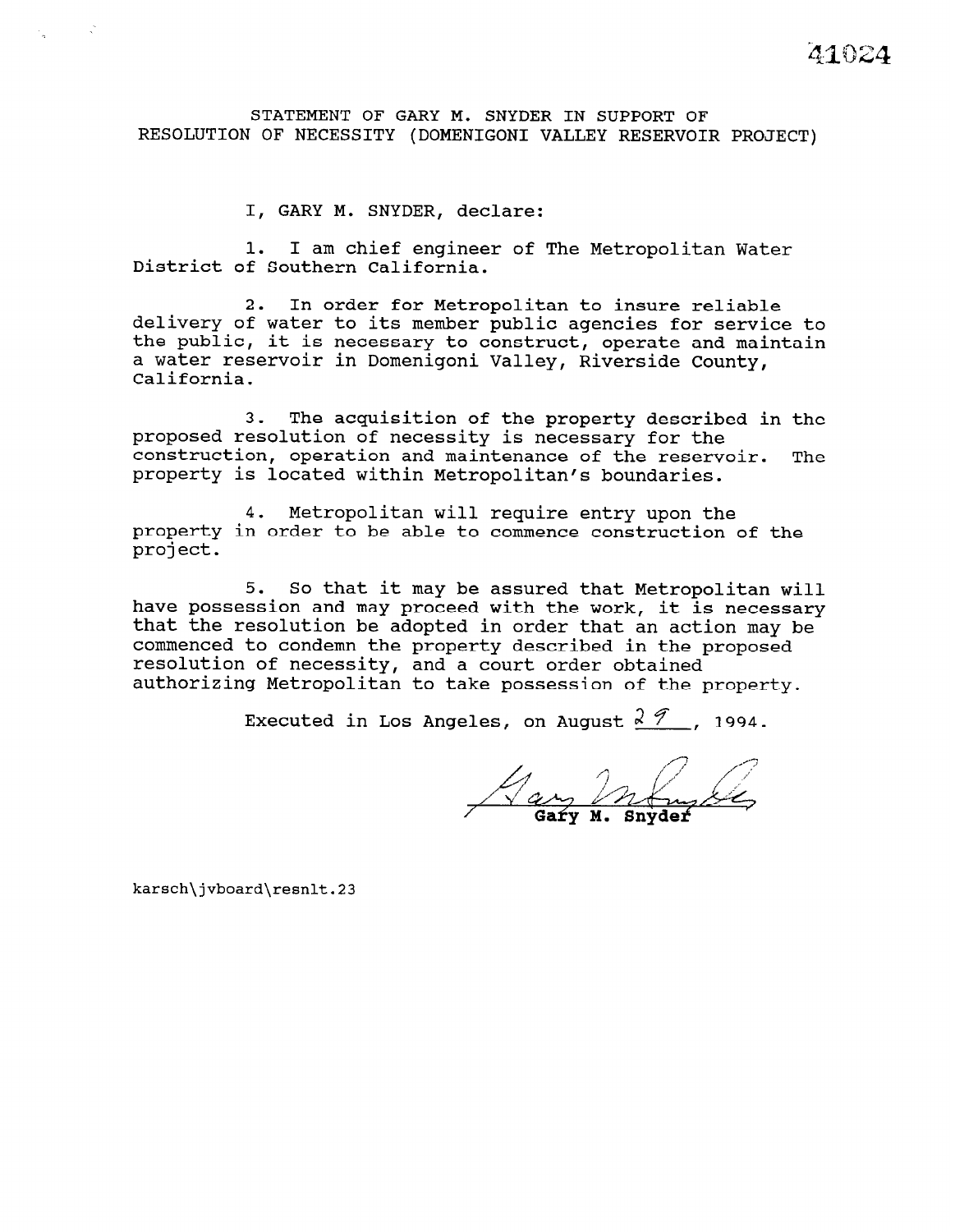41024

STATEMENT OF GARY M. SNYDER IN SUPPORT OF RESOLUTION OF NECESSITY (DOMENIGONI VALLEY RESERVOIR PROJECT)

I, GARY M. SNYDER, declare:

1. I am chief engineer of The Metropolitan Water District of Southern California.

2. In order for Metropolitan to insure reliable delivery of water to its member public agencies for service to the public, it is necessary to construct, operate and maintain a water reservoir in Domenigoni Valley, Riverside County, California.

3. The acquisition of the property described in the proposed resolution of necessity is necessary for the construction, operation and maintenance of the reservoir. The property is located within Metropolitan's boundaries.

4. Metropolitan will require entry upon the property in order to be able to commence construction of the project.

5. So that it may be assured that Metropolitan will have possession and may proceed with the work, it is necessary that the resolution be adopted in order that an action may be commenced to condemn the property described in the proposed resolution of necessity, and a court order obtained authorizing Metropolitan to take possession of the property.

Executed in Los Angeles, on August 29, 1994.

Gary M. Snyder

karsch\jvboard\resnlt.23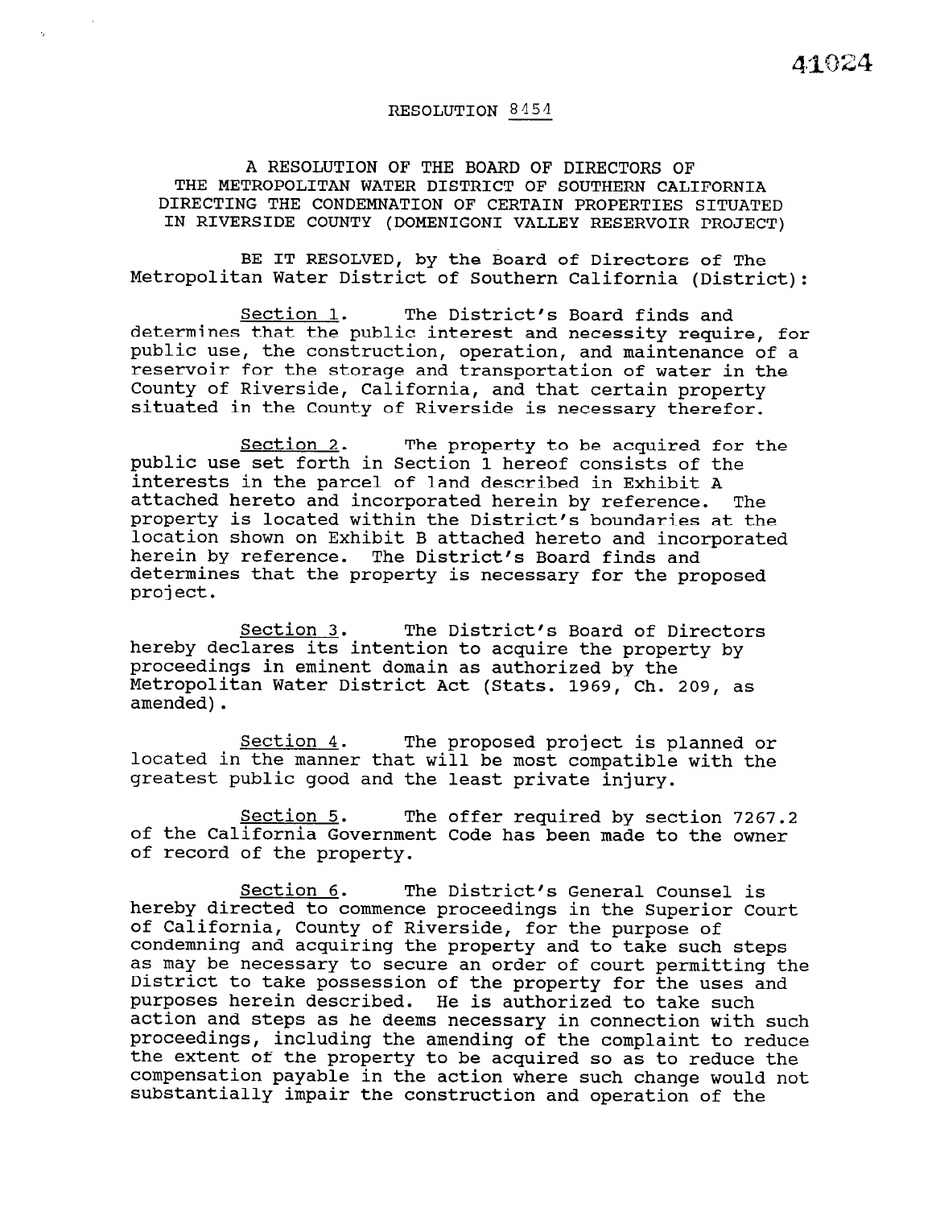# RESOLUTION 8454

A RESOLUTION OF THE BOARD OF DIRECTORS OF THE METROPOLITAN WATER DISTRICT OF SOUTHERN CALIFORNIA DIRECTING THE CONDEMNATION OF CERTAIN PROPERTIES SITUATED IN RIVERSIDE COUNTY (DOMENIGONI VALLEY RESERVOIR PROJECT)

BE IT RESOLVED, by the Board of Directors of The Metropolitan Water District of Southern California (District):

Section 1. The District's Board finds and determines that the public interest and necessity require, for public use, the construction, operation, and maintenance of a reservoir for the storage and transportation of water in the County of Riverside, California, and that certain property situated in the County of Riverside is necessary therefor.

Section 2. The property to be acquired for the public use set forth in Section 1 hereof consists of the interests in the parcel of land described in Exhibit A attached hereto and incorporated herein by reference. The property is located within the District's boundaries at the location shown on Exhibit B attached hereto and incorporated herein by reference. The District's Board finds and determines that the property is necessary for the proposed project.

Section 3. The District's Board of Directors hereby declares its intention to acquire the property by proceedings in eminent domain as authorized by the Metropolitan Water District Act (Stats. 1969, Ch. 209, as amended).

Section 4. The proposed project is planned or located in the manner that will be most compatible with the greatest public good and the least private injury.

Section 5. The offer required by section 7267.2 of the California Government Code has been made to the owner of record of the property.

Section 6. The District's General Counsel is hereby directed to commence proceedings in the Superior Court of California, County of Riverside, for the purpose of condemning and acquiring the property and to take such steps as may be necessary to secure an order of court permitting the District to take possession of the property for the uses and purposes herein described. He is authorized to take such action and steps as he deems necessary in connection with such proceedings, including the amending of the complaint to reduce the extent of the property to be acquired so as to reduce the compensation payable in the action where such change would not substantially impair the construction and operation of the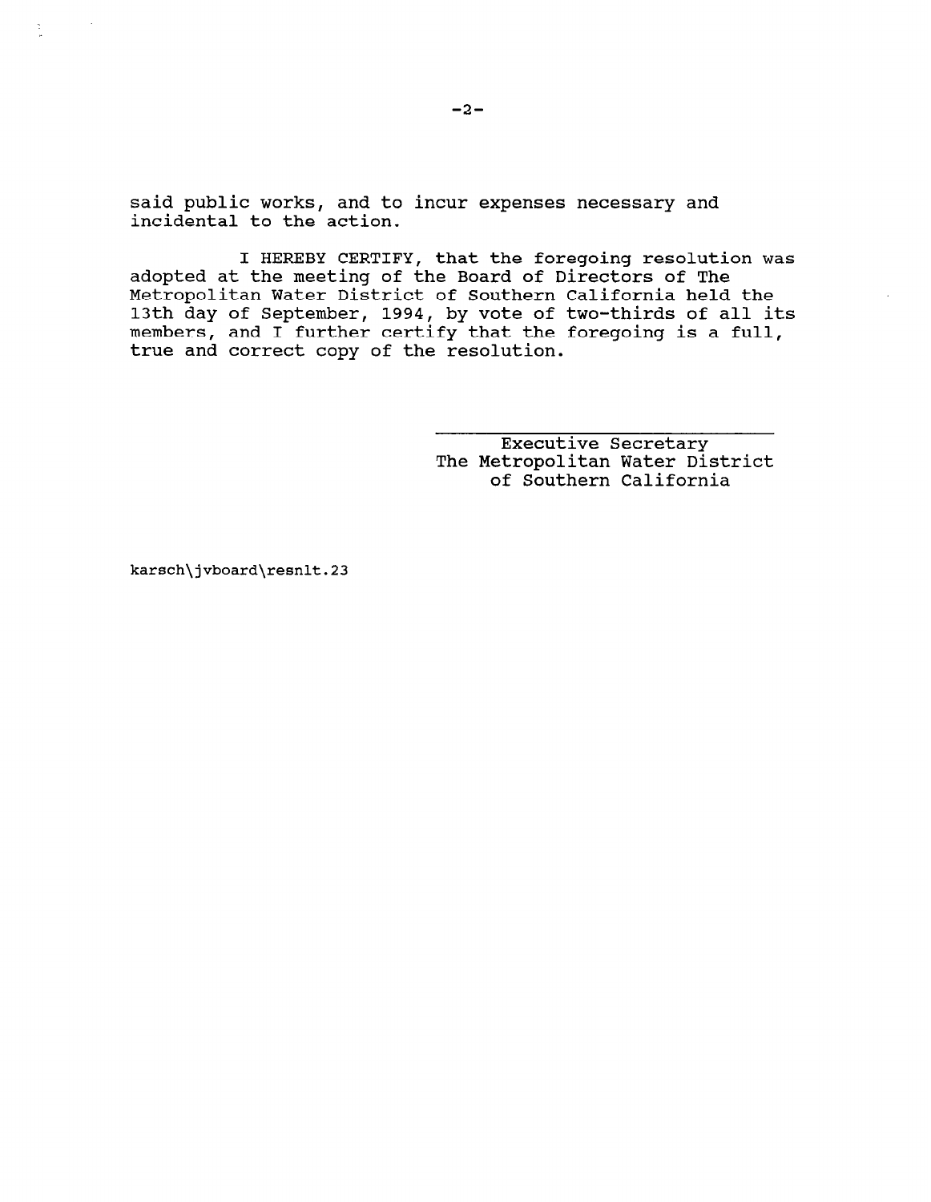said public works, and to incur expenses necessary and incidental to the action.

I HEREBY CERTIFY, that the foregoing resolution was adopted at the meeting of the Board of Directors of The Metropolitan Water District of Southern California held the 13th day of September, 1994, by vote of two-thirds of all its members, and I further certify that the foregoing is a full, true and correct copy of the resolution.

Executive Secretary
The Metropolitan Water District
of Southern California

karsch\jvboard\resnlt.23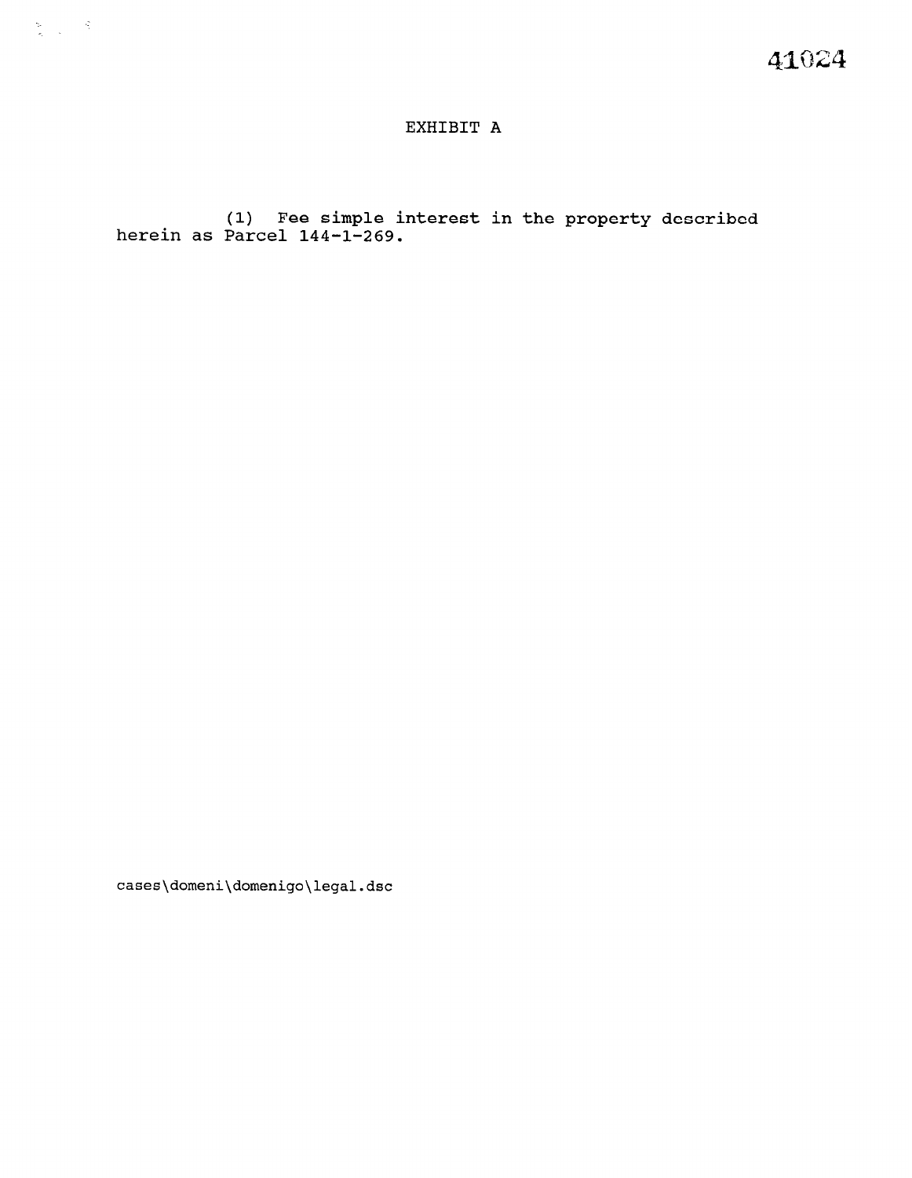41024

# EXHIBIT A

(1) Fee simple interest in the property described herein as Parcel 144-1-269.

cases\domeni\domenigo\legal.dsc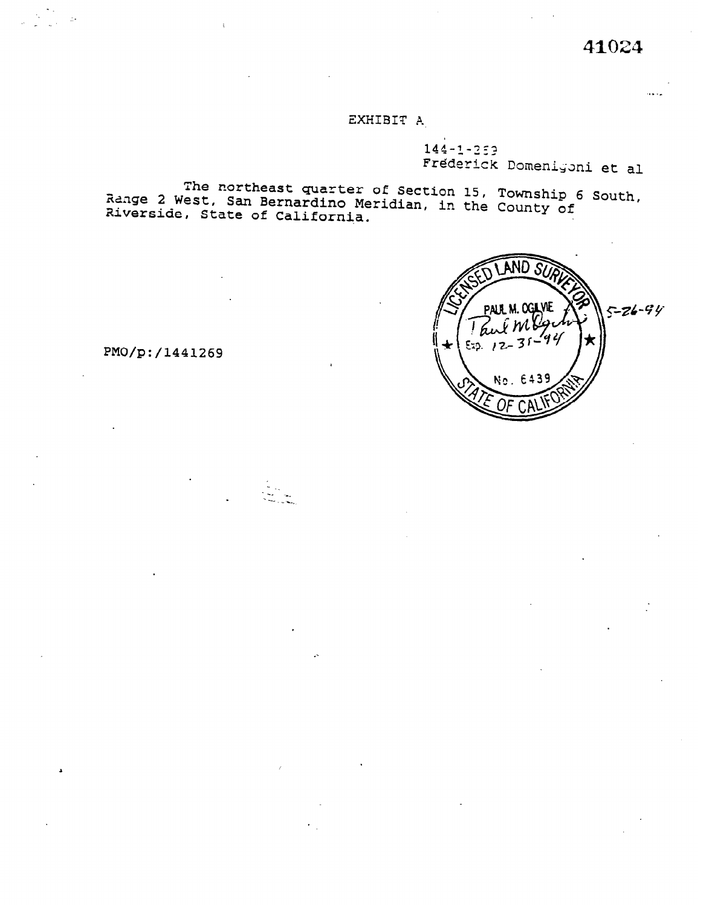41024

EXHIBIT A

144-1-259
Frederick Domenigoni et al

The northeast quarter of Section 15, Township 6 South, Range 2 West, San Bernardino Meridian, in the County of Riverside, State of California.

LICENSED LAND SURVEYOR
PAUL M. OGILVIE
Exp. 12-31-94
No. 6439
STATE OF CALIFORNIA

5-26-94

PMO/p:/1441269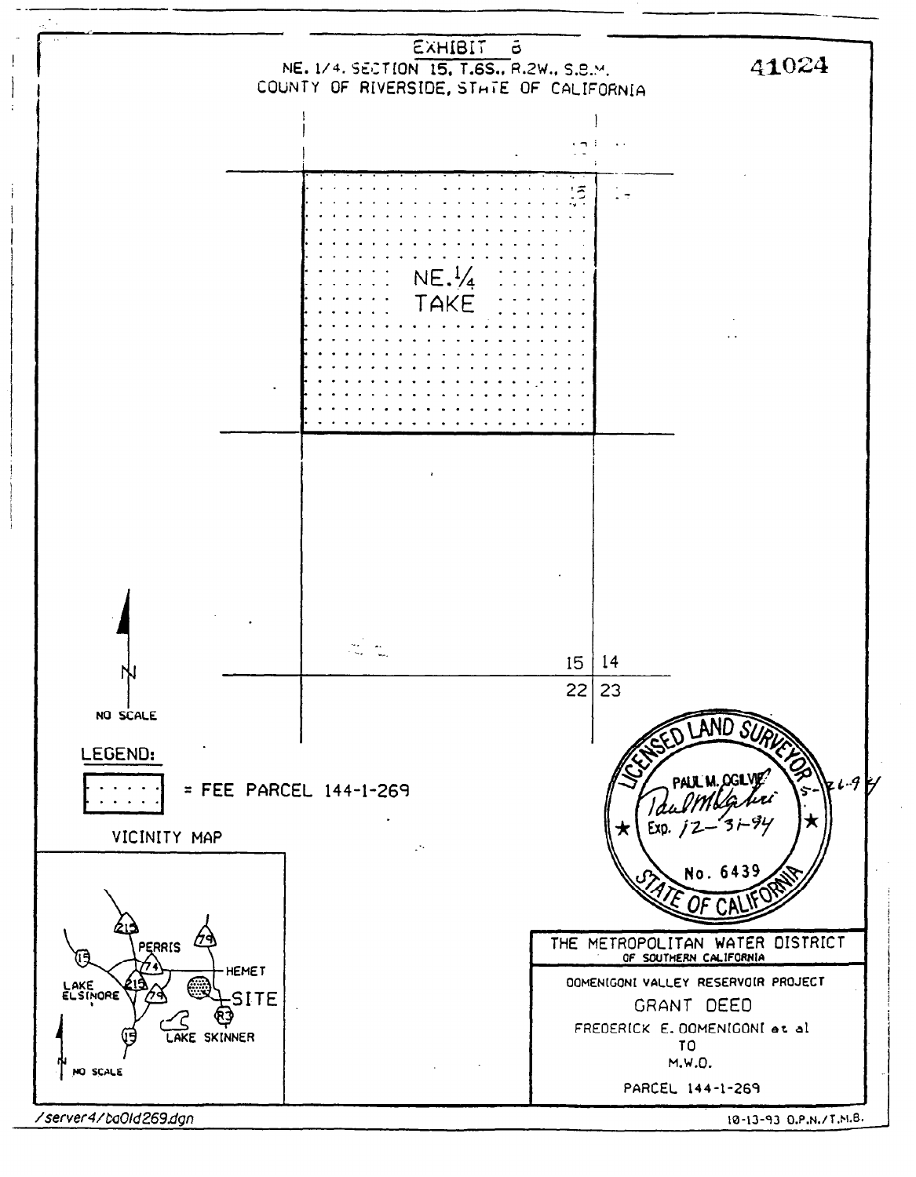# EXHIBIT B

NE. 1/4. SECTION 15, T.6S., R.2W., S.B.M.
COUNTY OF RIVERSIDE, STATE OF CALIFORNIA

41024

NE.1/4
TAKE

15 | 14
22 | 23

N
NO SCALE

LEGEND:

= FEE PARCEL 144-1-269

VICINITY MAP

215
PERRIS
79
15
74
HEMET
LAKE ELSINORE
215
79
SITE
R3
15
LAKE SKINNER
N
NO SCALE

LICENSED LAND SURVEYOR
PAUL M. OGILVIE
Exp. 12-31-94
No. 6439
STATE OF CALIFORNIA
5-26-94

THE METROPOLITAN WATER DISTRICT
OF SOUTHERN CALIFORNIA

DOMENIGONI VALLEY RESERVOIR PROJECT

GRANT DEED

FREDERICK E. DOMENIGONI et al
TO
M.W.D.

PARCEL 144-1-269

/server4/ba01d269.dgn

10-13-93 O.P.N./T.M.B.